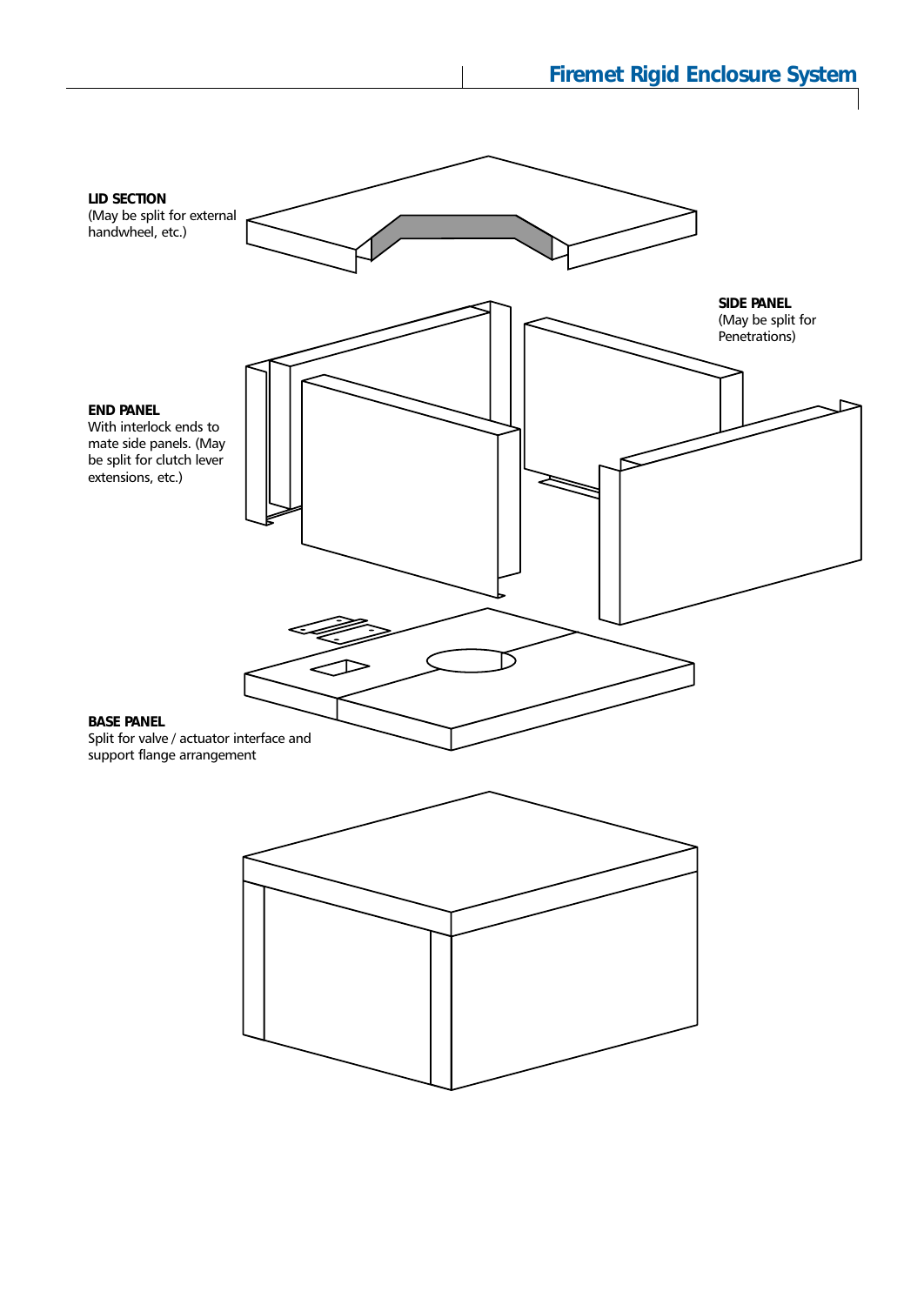**LID SECTION**
(May be split for external handwheel, etc.)

**SIDE PANEL**
(May be split for Penetrations)

**END PANEL**
With interlock ends to mate side panels. (May be split for clutch lever extensions, etc.)

**BASE PANEL**
Split for valve / actuator interface and support flange arrangement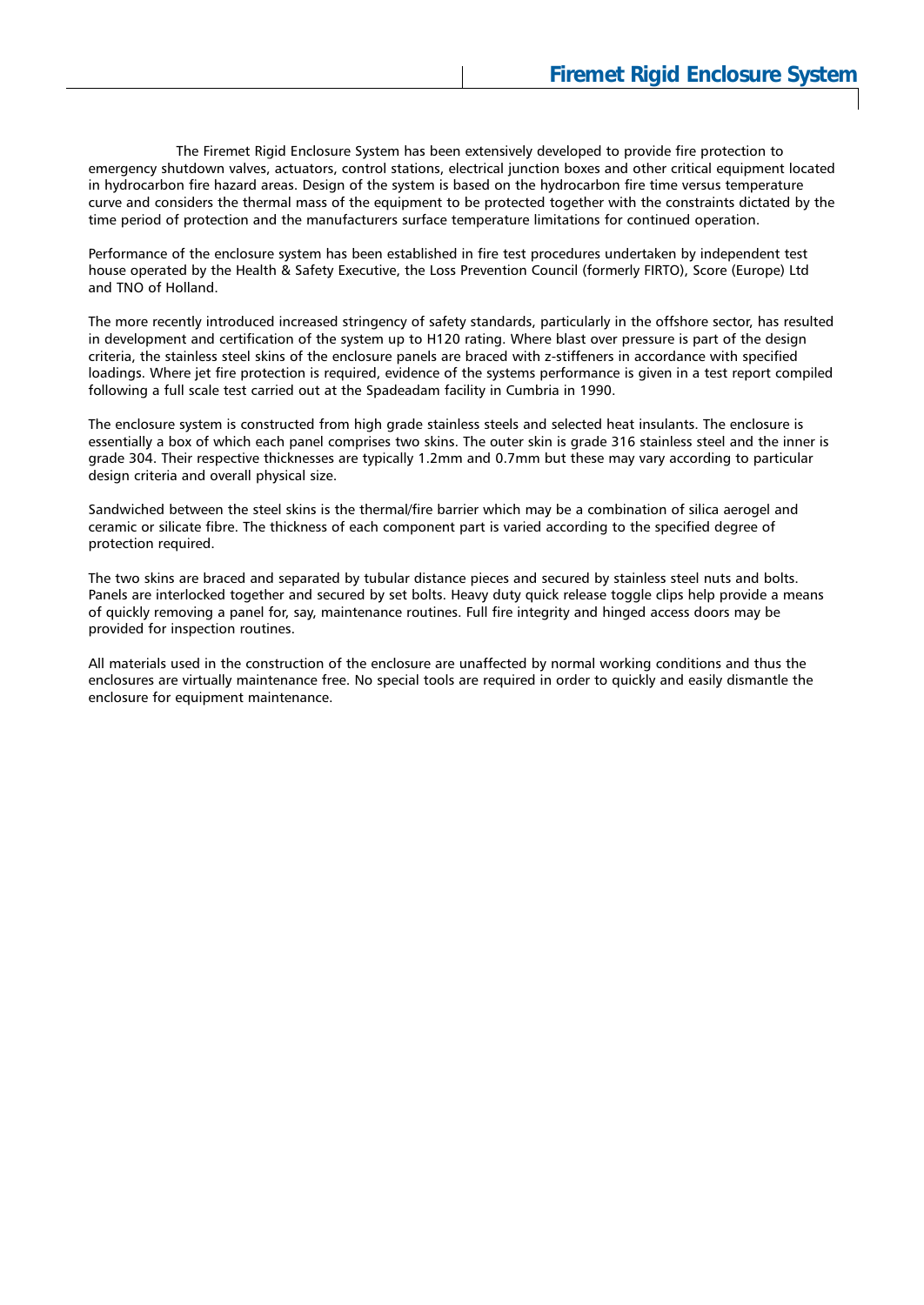# Firemet Rigid Enclosure System

The Firemet Rigid Enclosure System has been extensively developed to provide fire protection to emergency shutdown valves, actuators, control stations, electrical junction boxes and other critical equipment located in hydrocarbon fire hazard areas. Design of the system is based on the hydrocarbon fire time versus temperature curve and considers the thermal mass of the equipment to be protected together with the constraints dictated by the time period of protection and the manufacturers surface temperature limitations for continued operation.

Performance of the enclosure system has been established in fire test procedures undertaken by independent test house operated by the Health & Safety Executive, the Loss Prevention Council (formerly FIRTO), Score (Europe) Ltd and TNO of Holland.

The more recently introduced increased stringency of safety standards, particularly in the offshore sector, has resulted in development and certification of the system up to H120 rating. Where blast over pressure is part of the design criteria, the stainless steel skins of the enclosure panels are braced with z-stiffeners in accordance with specified loadings. Where jet fire protection is required, evidence of the systems performance is given in a test report compiled following a full scale test carried out at the Spadeadam facility in Cumbria in 1990.

The enclosure system is constructed from high grade stainless steels and selected heat insulants. The enclosure is essentially a box of which each panel comprises two skins. The outer skin is grade 316 stainless steel and the inner is grade 304. Their respective thicknesses are typically 1.2mm and 0.7mm but these may vary according to particular design criteria and overall physical size.

Sandwiched between the steel skins is the thermal/fire barrier which may be a combination of silica aerogel and ceramic or silicate fibre. The thickness of each component part is varied according to the specified degree of protection required.

The two skins are braced and separated by tubular distance pieces and secured by stainless steel nuts and bolts. Panels are interlocked together and secured by set bolts. Heavy duty quick release toggle clips help provide a means of quickly removing a panel for, say, maintenance routines. Full fire integrity and hinged access doors may be provided for inspection routines.

All materials used in the construction of the enclosure are unaffected by normal working conditions and thus the enclosures are virtually maintenance free. No special tools are required in order to quickly and easily dismantle the enclosure for equipment maintenance.